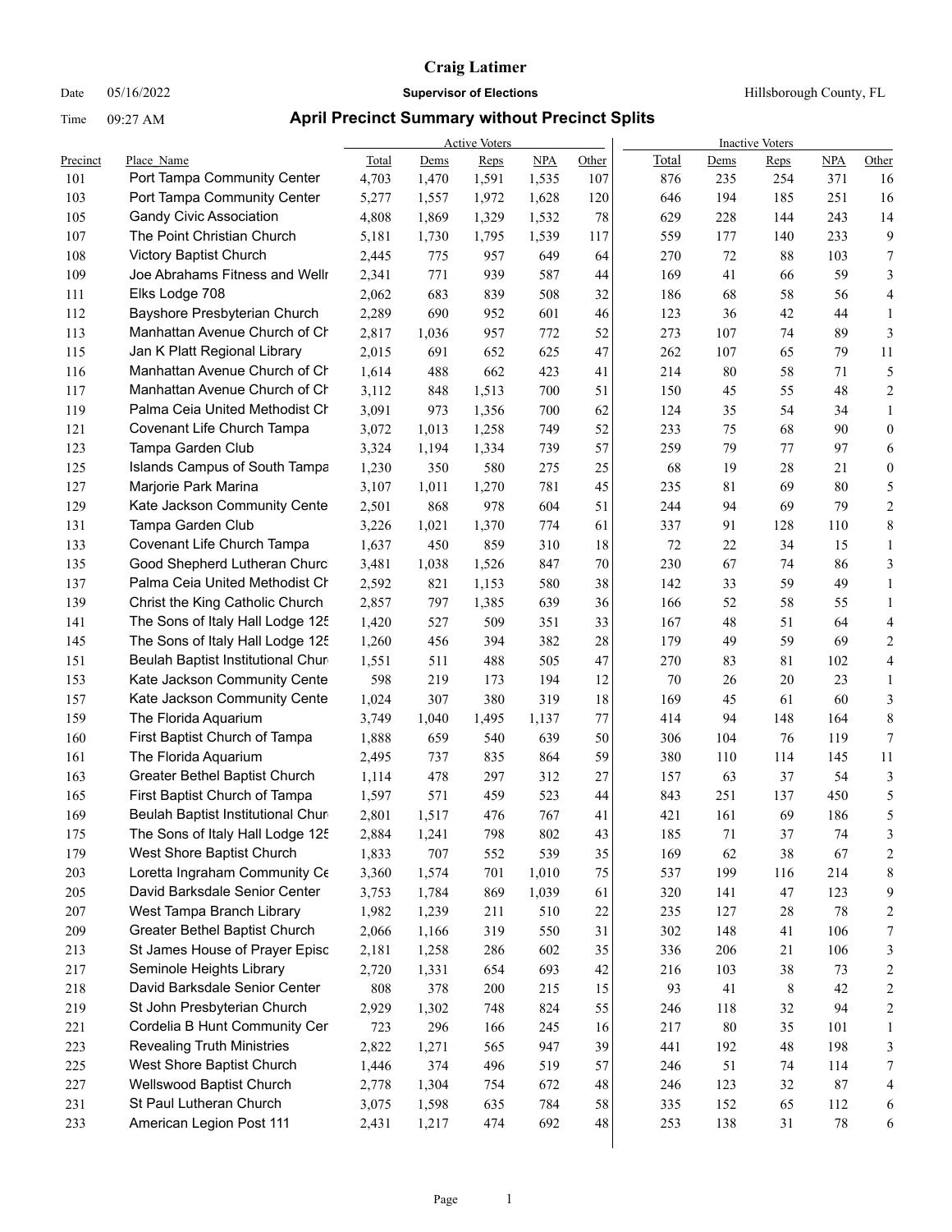# Craig Latimer

Date 05/16/2022 **Supervisor of Elections** Hillsborough County, FL

Time 09:27 AM **April Precinct Summary without Precinct Splits**

| Precinct | Place_Name | Active Voters Total | Active Voters Dems | Active Voters Reps | Active Voters NPA | Active Voters Other | Inactive Voters Total | Inactive Voters Dems | Inactive Voters Reps | Inactive Voters NPA | Inactive Voters Other |
|---|---|---|---|---|---|---|---|---|---|---|---|
| 101 | Port Tampa Community Center | 4,703 | 1,470 | 1,591 | 1,535 | 107 | 876 | 235 | 254 | 371 | 16 |
| 103 | Port Tampa Community Center | 5,277 | 1,557 | 1,972 | 1,628 | 120 | 646 | 194 | 185 | 251 | 16 |
| 105 | Gandy Civic Association | 4,808 | 1,869 | 1,329 | 1,532 | 78 | 629 | 228 | 144 | 243 | 14 |
| 107 | The Point Christian Church | 5,181 | 1,730 | 1,795 | 1,539 | 117 | 559 | 177 | 140 | 233 | 9 |
| 108 | Victory Baptist Church | 2,445 | 775 | 957 | 649 | 64 | 270 | 72 | 88 | 103 | 7 |
| 109 | Joe Abrahams Fitness and Welln | 2,341 | 771 | 939 | 587 | 44 | 169 | 41 | 66 | 59 | 3 |
| 111 | Elks Lodge 708 | 2,062 | 683 | 839 | 508 | 32 | 186 | 68 | 58 | 56 | 4 |
| 112 | Bayshore Presbyterian Church | 2,289 | 690 | 952 | 601 | 46 | 123 | 36 | 42 | 44 | 1 |
| 113 | Manhattan Avenue Church of Ch | 2,817 | 1,036 | 957 | 772 | 52 | 273 | 107 | 74 | 89 | 3 |
| 115 | Jan K Platt Regional Library | 2,015 | 691 | 652 | 625 | 47 | 262 | 107 | 65 | 79 | 11 |
| 116 | Manhattan Avenue Church of Ch | 1,614 | 488 | 662 | 423 | 41 | 214 | 80 | 58 | 71 | 5 |
| 117 | Manhattan Avenue Church of Ch | 3,112 | 848 | 1,513 | 700 | 51 | 150 | 45 | 55 | 48 | 2 |
| 119 | Palma Ceia United Methodist Ch | 3,091 | 973 | 1,356 | 700 | 62 | 124 | 35 | 54 | 34 | 1 |
| 121 | Covenant Life Church Tampa | 3,072 | 1,013 | 1,258 | 749 | 52 | 233 | 75 | 68 | 90 | 0 |
| 123 | Tampa Garden Club | 3,324 | 1,194 | 1,334 | 739 | 57 | 259 | 79 | 77 | 97 | 6 |
| 125 | Islands Campus of South Tampa | 1,230 | 350 | 580 | 275 | 25 | 68 | 19 | 28 | 21 | 0 |
| 127 | Marjorie Park Marina | 3,107 | 1,011 | 1,270 | 781 | 45 | 235 | 81 | 69 | 80 | 5 |
| 129 | Kate Jackson Community Cente | 2,501 | 868 | 978 | 604 | 51 | 244 | 94 | 69 | 79 | 2 |
| 131 | Tampa Garden Club | 3,226 | 1,021 | 1,370 | 774 | 61 | 337 | 91 | 128 | 110 | 8 |
| 133 | Covenant Life Church Tampa | 1,637 | 450 | 859 | 310 | 18 | 72 | 22 | 34 | 15 | 1 |
| 135 | Good Shepherd Lutheran Churc | 3,481 | 1,038 | 1,526 | 847 | 70 | 230 | 67 | 74 | 86 | 3 |
| 137 | Palma Ceia United Methodist Ch | 2,592 | 821 | 1,153 | 580 | 38 | 142 | 33 | 59 | 49 | 1 |
| 139 | Christ the King Catholic Church | 2,857 | 797 | 1,385 | 639 | 36 | 166 | 52 | 58 | 55 | 1 |
| 141 | The Sons of Italy Hall Lodge 125 | 1,420 | 527 | 509 | 351 | 33 | 167 | 48 | 51 | 64 | 4 |
| 145 | The Sons of Italy Hall Lodge 125 | 1,260 | 456 | 394 | 382 | 28 | 179 | 49 | 59 | 69 | 2 |
| 151 | Beulah Baptist Institutional Chur | 1,551 | 511 | 488 | 505 | 47 | 270 | 83 | 81 | 102 | 4 |
| 153 | Kate Jackson Community Cente | 598 | 219 | 173 | 194 | 12 | 70 | 26 | 20 | 23 | 1 |
| 157 | Kate Jackson Community Cente | 1,024 | 307 | 380 | 319 | 18 | 169 | 45 | 61 | 60 | 3 |
| 159 | The Florida Aquarium | 3,749 | 1,040 | 1,495 | 1,137 | 77 | 414 | 94 | 148 | 164 | 8 |
| 160 | First Baptist Church of Tampa | 1,888 | 659 | 540 | 639 | 50 | 306 | 104 | 76 | 119 | 7 |
| 161 | The Florida Aquarium | 2,495 | 737 | 835 | 864 | 59 | 380 | 110 | 114 | 145 | 11 |
| 163 | Greater Bethel Baptist Church | 1,114 | 478 | 297 | 312 | 27 | 157 | 63 | 37 | 54 | 3 |
| 165 | First Baptist Church of Tampa | 1,597 | 571 | 459 | 523 | 44 | 843 | 251 | 137 | 450 | 5 |
| 169 | Beulah Baptist Institutional Chur | 2,801 | 1,517 | 476 | 767 | 41 | 421 | 161 | 69 | 186 | 5 |
| 175 | The Sons of Italy Hall Lodge 125 | 2,884 | 1,241 | 798 | 802 | 43 | 185 | 71 | 37 | 74 | 3 |
| 179 | West Shore Baptist Church | 1,833 | 707 | 552 | 539 | 35 | 169 | 62 | 38 | 67 | 2 |
| 203 | Loretta Ingraham Community Ce | 3,360 | 1,574 | 701 | 1,010 | 75 | 537 | 199 | 116 | 214 | 8 |
| 205 | David Barksdale Senior Center | 3,753 | 1,784 | 869 | 1,039 | 61 | 320 | 141 | 47 | 123 | 9 |
| 207 | West Tampa Branch Library | 1,982 | 1,239 | 211 | 510 | 22 | 235 | 127 | 28 | 78 | 2 |
| 209 | Greater Bethel Baptist Church | 2,066 | 1,166 | 319 | 550 | 31 | 302 | 148 | 41 | 106 | 7 |
| 213 | St James House of Prayer Episc | 2,181 | 1,258 | 286 | 602 | 35 | 336 | 206 | 21 | 106 | 3 |
| 217 | Seminole Heights Library | 2,720 | 1,331 | 654 | 693 | 42 | 216 | 103 | 38 | 73 | 2 |
| 218 | David Barksdale Senior Center | 808 | 378 | 200 | 215 | 15 | 93 | 41 | 8 | 42 | 2 |
| 219 | St John Presbyterian Church | 2,929 | 1,302 | 748 | 824 | 55 | 246 | 118 | 32 | 94 | 2 |
| 221 | Cordelia B Hunt Community Cer | 723 | 296 | 166 | 245 | 16 | 217 | 80 | 35 | 101 | 1 |
| 223 | Revealing Truth Ministries | 2,822 | 1,271 | 565 | 947 | 39 | 441 | 192 | 48 | 198 | 3 |
| 225 | West Shore Baptist Church | 1,446 | 374 | 496 | 519 | 57 | 246 | 51 | 74 | 114 | 7 |
| 227 | Wellswood Baptist Church | 2,778 | 1,304 | 754 | 672 | 48 | 246 | 123 | 32 | 87 | 4 |
| 231 | St Paul Lutheran Church | 3,075 | 1,598 | 635 | 784 | 58 | 335 | 152 | 65 | 112 | 6 |
| 233 | American Legion Post 111 | 2,431 | 1,217 | 474 | 692 | 48 | 253 | 138 | 31 | 78 | 6 |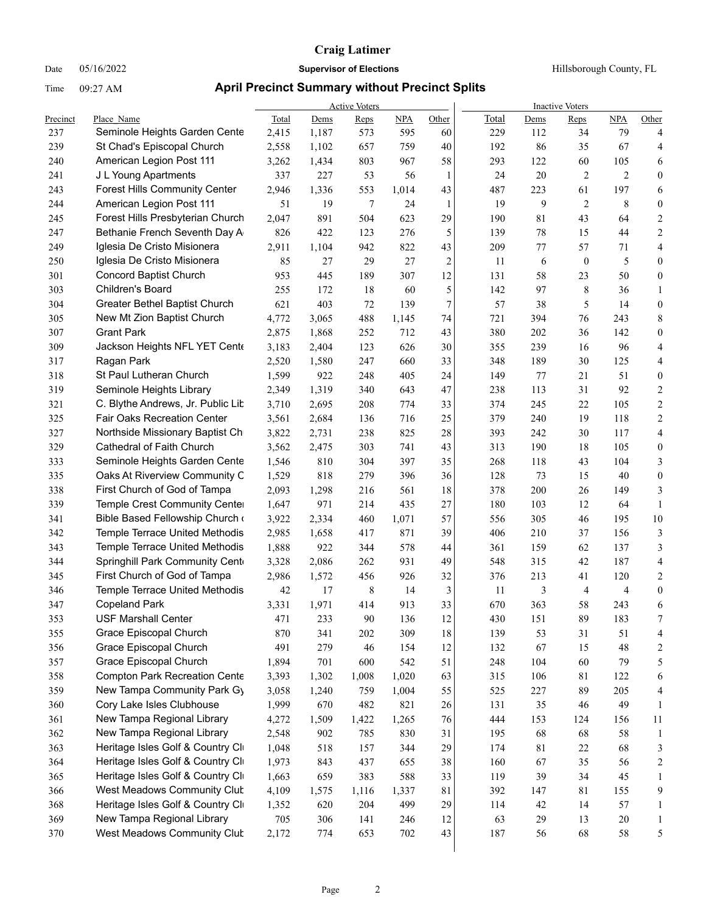# Craig Latimer

Date 05/16/2022 **Supervisor of Elections** Hillsborough County, FL

Time 09:27 AM **April Precinct Summary without Precinct Splits**

| Precinct | Place_Name | Active Voters Total | Dems | Reps | NPA | Other | Inactive Voters Total | Dems | Reps | NPA | Other |
|---|---|---|---|---|---|---|---|---|---|---|---|
| 237 | Seminole Heights Garden Cente | 2,415 | 1,187 | 573 | 595 | 60 | 229 | 112 | 34 | 79 | 4 |
| 239 | St Chad's Episcopal Church | 2,558 | 1,102 | 657 | 759 | 40 | 192 | 86 | 35 | 67 | 4 |
| 240 | American Legion Post 111 | 3,262 | 1,434 | 803 | 967 | 58 | 293 | 122 | 60 | 105 | 6 |
| 241 | J L Young Apartments | 337 | 227 | 53 | 56 | 1 | 24 | 20 | 2 | 2 | 0 |
| 243 | Forest Hills Community Center | 2,946 | 1,336 | 553 | 1,014 | 43 | 487 | 223 | 61 | 197 | 6 |
| 244 | American Legion Post 111 | 51 | 19 | 7 | 24 | 1 | 19 | 9 | 2 | 8 | 0 |
| 245 | Forest Hills Presbyterian Church | 2,047 | 891 | 504 | 623 | 29 | 190 | 81 | 43 | 64 | 2 |
| 247 | Bethanie French Seventh Day A | 826 | 422 | 123 | 276 | 5 | 139 | 78 | 15 | 44 | 2 |
| 249 | Iglesia De Cristo Misionera | 2,911 | 1,104 | 942 | 822 | 43 | 209 | 77 | 57 | 71 | 4 |
| 250 | Iglesia De Cristo Misionera | 85 | 27 | 29 | 27 | 2 | 11 | 6 | 0 | 5 | 0 |
| 301 | Concord Baptist Church | 953 | 445 | 189 | 307 | 12 | 131 | 58 | 23 | 50 | 0 |
| 303 | Children's Board | 255 | 172 | 18 | 60 | 5 | 142 | 97 | 8 | 36 | 1 |
| 304 | Greater Bethel Baptist Church | 621 | 403 | 72 | 139 | 7 | 57 | 38 | 5 | 14 | 0 |
| 305 | New Mt Zion Baptist Church | 4,772 | 3,065 | 488 | 1,145 | 74 | 721 | 394 | 76 | 243 | 8 |
| 307 | Grant Park | 2,875 | 1,868 | 252 | 712 | 43 | 380 | 202 | 36 | 142 | 0 |
| 309 | Jackson Heights NFL YET Cente | 3,183 | 2,404 | 123 | 626 | 30 | 355 | 239 | 16 | 96 | 4 |
| 317 | Ragan Park | 2,520 | 1,580 | 247 | 660 | 33 | 348 | 189 | 30 | 125 | 4 |
| 318 | St Paul Lutheran Church | 1,599 | 922 | 248 | 405 | 24 | 149 | 77 | 21 | 51 | 0 |
| 319 | Seminole Heights Library | 2,349 | 1,319 | 340 | 643 | 47 | 238 | 113 | 31 | 92 | 2 |
| 321 | C. Blythe Andrews, Jr. Public Lib | 3,710 | 2,695 | 208 | 774 | 33 | 374 | 245 | 22 | 105 | 2 |
| 325 | Fair Oaks Recreation Center | 3,561 | 2,684 | 136 | 716 | 25 | 379 | 240 | 19 | 118 | 2 |
| 327 | Northside Missionary Baptist Ch | 3,822 | 2,731 | 238 | 825 | 28 | 393 | 242 | 30 | 117 | 4 |
| 329 | Cathedral of Faith Church | 3,562 | 2,475 | 303 | 741 | 43 | 313 | 190 | 18 | 105 | 0 |
| 333 | Seminole Heights Garden Cente | 1,546 | 810 | 304 | 397 | 35 | 268 | 118 | 43 | 104 | 3 |
| 335 | Oaks At Riverview Community C | 1,529 | 818 | 279 | 396 | 36 | 128 | 73 | 15 | 40 | 0 |
| 338 | First Church of God of Tampa | 2,093 | 1,298 | 216 | 561 | 18 | 378 | 200 | 26 | 149 | 3 |
| 339 | Temple Crest Community Cente | 1,647 | 971 | 214 | 435 | 27 | 180 | 103 | 12 | 64 | 1 |
| 341 | Bible Based Fellowship Church | 3,922 | 2,334 | 460 | 1,071 | 57 | 556 | 305 | 46 | 195 | 10 |
| 342 | Temple Terrace United Methodis | 2,985 | 1,658 | 417 | 871 | 39 | 406 | 210 | 37 | 156 | 3 |
| 343 | Temple Terrace United Methodis | 1,888 | 922 | 344 | 578 | 44 | 361 | 159 | 62 | 137 | 3 |
| 344 | Springhill Park Community Cent | 3,328 | 2,086 | 262 | 931 | 49 | 548 | 315 | 42 | 187 | 4 |
| 345 | First Church of God of Tampa | 2,986 | 1,572 | 456 | 926 | 32 | 376 | 213 | 41 | 120 | 2 |
| 346 | Temple Terrace United Methodis | 42 | 17 | 8 | 14 | 3 | 11 | 3 | 4 | 4 | 0 |
| 347 | Copeland Park | 3,331 | 1,971 | 414 | 913 | 33 | 670 | 363 | 58 | 243 | 6 |
| 353 | USF Marshall Center | 471 | 233 | 90 | 136 | 12 | 430 | 151 | 89 | 183 | 7 |
| 355 | Grace Episcopal Church | 870 | 341 | 202 | 309 | 18 | 139 | 53 | 31 | 51 | 4 |
| 356 | Grace Episcopal Church | 491 | 279 | 46 | 154 | 12 | 132 | 67 | 15 | 48 | 2 |
| 357 | Grace Episcopal Church | 1,894 | 701 | 600 | 542 | 51 | 248 | 104 | 60 | 79 | 5 |
| 358 | Compton Park Recreation Cente | 3,393 | 1,302 | 1,008 | 1,020 | 63 | 315 | 106 | 81 | 122 | 6 |
| 359 | New Tampa Community Park Gy | 3,058 | 1,240 | 759 | 1,004 | 55 | 525 | 227 | 89 | 205 | 4 |
| 360 | Cory Lake Isles Clubhouse | 1,999 | 670 | 482 | 821 | 26 | 131 | 35 | 46 | 49 | 1 |
| 361 | New Tampa Regional Library | 4,272 | 1,509 | 1,422 | 1,265 | 76 | 444 | 153 | 124 | 156 | 11 |
| 362 | New Tampa Regional Library | 2,548 | 902 | 785 | 830 | 31 | 195 | 68 | 68 | 58 | 1 |
| 363 | Heritage Isles Golf & Country Cl | 1,048 | 518 | 157 | 344 | 29 | 174 | 81 | 22 | 68 | 3 |
| 364 | Heritage Isles Golf & Country Cl | 1,973 | 843 | 437 | 655 | 38 | 160 | 67 | 35 | 56 | 2 |
| 365 | Heritage Isles Golf & Country Cl | 1,663 | 659 | 383 | 588 | 33 | 119 | 39 | 34 | 45 | 1 |
| 366 | West Meadows Community Club | 4,109 | 1,575 | 1,116 | 1,337 | 81 | 392 | 147 | 81 | 155 | 9 |
| 368 | Heritage Isles Golf & Country Cl | 1,352 | 620 | 204 | 499 | 29 | 114 | 42 | 14 | 57 | 1 |
| 369 | New Tampa Regional Library | 705 | 306 | 141 | 246 | 12 | 63 | 29 | 13 | 20 | 1 |
| 370 | West Meadows Community Club | 2,172 | 774 | 653 | 702 | 43 | 187 | 56 | 68 | 58 | 5 |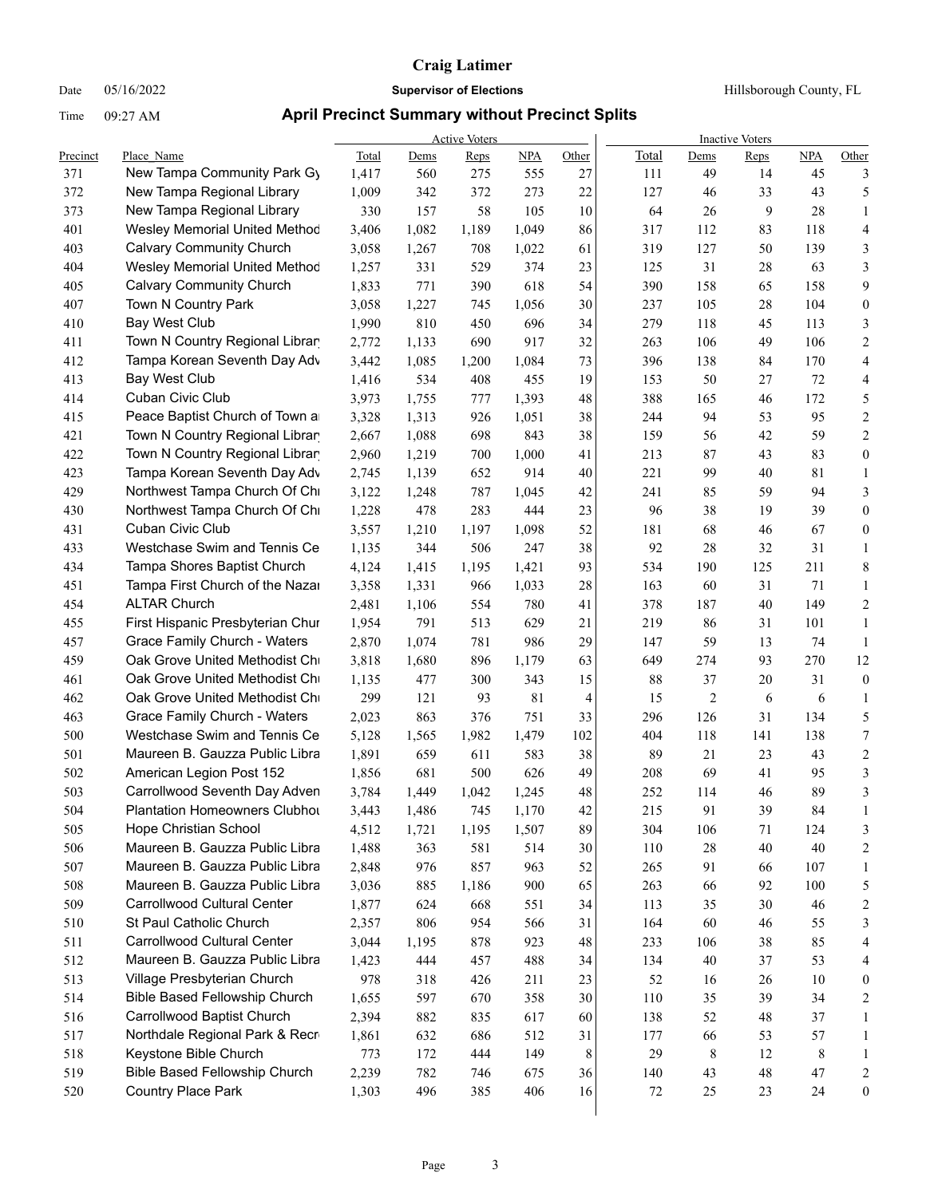# Craig Latimer

Date 05/16/2022 **Supervisor of Elections** Hillsborough County, FL

Time 09:27 AM **April Precinct Summary without Precinct Splits**

| | | Active Voters | | | | | Inactive Voters | | | | |
|---|---|---|---|---|---|---|---|---|---|---|---|
| Precinct | Place_Name | Total | Dems | Reps | NPA | Other | Total | Dems | Reps | NPA | Other |
| 371 | New Tampa Community Park Gy | 1,417 | 560 | 275 | 555 | 27 | 111 | 49 | 14 | 45 | 3 |
| 372 | New Tampa Regional Library | 1,009 | 342 | 372 | 273 | 22 | 127 | 46 | 33 | 43 | 5 |
| 373 | New Tampa Regional Library | 330 | 157 | 58 | 105 | 10 | 64 | 26 | 9 | 28 | 1 |
| 401 | Wesley Memorial United Method | 3,406 | 1,082 | 1,189 | 1,049 | 86 | 317 | 112 | 83 | 118 | 4 |
| 403 | Calvary Community Church | 3,058 | 1,267 | 708 | 1,022 | 61 | 319 | 127 | 50 | 139 | 3 |
| 404 | Wesley Memorial United Method | 1,257 | 331 | 529 | 374 | 23 | 125 | 31 | 28 | 63 | 3 |
| 405 | Calvary Community Church | 1,833 | 771 | 390 | 618 | 54 | 390 | 158 | 65 | 158 | 9 |
| 407 | Town N Country Park | 3,058 | 1,227 | 745 | 1,056 | 30 | 237 | 105 | 28 | 104 | 0 |
| 410 | Bay West Club | 1,990 | 810 | 450 | 696 | 34 | 279 | 118 | 45 | 113 | 3 |
| 411 | Town N Country Regional Librar | 2,772 | 1,133 | 690 | 917 | 32 | 263 | 106 | 49 | 106 | 2 |
| 412 | Tampa Korean Seventh Day Adv | 3,442 | 1,085 | 1,200 | 1,084 | 73 | 396 | 138 | 84 | 170 | 4 |
| 413 | Bay West Club | 1,416 | 534 | 408 | 455 | 19 | 153 | 50 | 27 | 72 | 4 |
| 414 | Cuban Civic Club | 3,973 | 1,755 | 777 | 1,393 | 48 | 388 | 165 | 46 | 172 | 5 |
| 415 | Peace Baptist Church of Town a | 3,328 | 1,313 | 926 | 1,051 | 38 | 244 | 94 | 53 | 95 | 2 |
| 421 | Town N Country Regional Librar | 2,667 | 1,088 | 698 | 843 | 38 | 159 | 56 | 42 | 59 | 2 |
| 422 | Town N Country Regional Librar | 2,960 | 1,219 | 700 | 1,000 | 41 | 213 | 87 | 43 | 83 | 0 |
| 423 | Tampa Korean Seventh Day Adv | 2,745 | 1,139 | 652 | 914 | 40 | 221 | 99 | 40 | 81 | 1 |
| 429 | Northwest Tampa Church Of Chi | 3,122 | 1,248 | 787 | 1,045 | 42 | 241 | 85 | 59 | 94 | 3 |
| 430 | Northwest Tampa Church Of Chi | 1,228 | 478 | 283 | 444 | 23 | 96 | 38 | 19 | 39 | 0 |
| 431 | Cuban Civic Club | 3,557 | 1,210 | 1,197 | 1,098 | 52 | 181 | 68 | 46 | 67 | 0 |
| 433 | Westchase Swim and Tennis Ce | 1,135 | 344 | 506 | 247 | 38 | 92 | 28 | 32 | 31 | 1 |
| 434 | Tampa Shores Baptist Church | 4,124 | 1,415 | 1,195 | 1,421 | 93 | 534 | 190 | 125 | 211 | 8 |
| 451 | Tampa First Church of the Nazai | 3,358 | 1,331 | 966 | 1,033 | 28 | 163 | 60 | 31 | 71 | 1 |
| 454 | ALTAR Church | 2,481 | 1,106 | 554 | 780 | 41 | 378 | 187 | 40 | 149 | 2 |
| 455 | First Hispanic Presbyterian Chur | 1,954 | 791 | 513 | 629 | 21 | 219 | 86 | 31 | 101 | 1 |
| 457 | Grace Family Church - Waters | 2,870 | 1,074 | 781 | 986 | 29 | 147 | 59 | 13 | 74 | 1 |
| 459 | Oak Grove United Methodist Chi | 3,818 | 1,680 | 896 | 1,179 | 63 | 649 | 274 | 93 | 270 | 12 |
| 461 | Oak Grove United Methodist Chi | 1,135 | 477 | 300 | 343 | 15 | 88 | 37 | 20 | 31 | 0 |
| 462 | Oak Grove United Methodist Chi | 299 | 121 | 93 | 81 | 4 | 15 | 2 | 6 | 6 | 1 |
| 463 | Grace Family Church - Waters | 2,023 | 863 | 376 | 751 | 33 | 296 | 126 | 31 | 134 | 5 |
| 500 | Westchase Swim and Tennis Ce | 5,128 | 1,565 | 1,982 | 1,479 | 102 | 404 | 118 | 141 | 138 | 7 |
| 501 | Maureen B. Gauzza Public Libra | 1,891 | 659 | 611 | 583 | 38 | 89 | 21 | 23 | 43 | 2 |
| 502 | American Legion Post 152 | 1,856 | 681 | 500 | 626 | 49 | 208 | 69 | 41 | 95 | 3 |
| 503 | Carrollwood Seventh Day Adven | 3,784 | 1,449 | 1,042 | 1,245 | 48 | 252 | 114 | 46 | 89 | 3 |
| 504 | Plantation Homeowners Clubhou | 3,443 | 1,486 | 745 | 1,170 | 42 | 215 | 91 | 39 | 84 | 1 |
| 505 | Hope Christian School | 4,512 | 1,721 | 1,195 | 1,507 | 89 | 304 | 106 | 71 | 124 | 3 |
| 506 | Maureen B. Gauzza Public Libra | 1,488 | 363 | 581 | 514 | 30 | 110 | 28 | 40 | 40 | 2 |
| 507 | Maureen B. Gauzza Public Libra | 2,848 | 976 | 857 | 963 | 52 | 265 | 91 | 66 | 107 | 1 |
| 508 | Maureen B. Gauzza Public Libra | 3,036 | 885 | 1,186 | 900 | 65 | 263 | 66 | 92 | 100 | 5 |
| 509 | Carrollwood Cultural Center | 1,877 | 624 | 668 | 551 | 34 | 113 | 35 | 30 | 46 | 2 |
| 510 | St Paul Catholic Church | 2,357 | 806 | 954 | 566 | 31 | 164 | 60 | 46 | 55 | 3 |
| 511 | Carrollwood Cultural Center | 3,044 | 1,195 | 878 | 923 | 48 | 233 | 106 | 38 | 85 | 4 |
| 512 | Maureen B. Gauzza Public Libra | 1,423 | 444 | 457 | 488 | 34 | 134 | 40 | 37 | 53 | 4 |
| 513 | Village Presbyterian Church | 978 | 318 | 426 | 211 | 23 | 52 | 16 | 26 | 10 | 0 |
| 514 | Bible Based Fellowship Church | 1,655 | 597 | 670 | 358 | 30 | 110 | 35 | 39 | 34 | 2 |
| 516 | Carrollwood Baptist Church | 2,394 | 882 | 835 | 617 | 60 | 138 | 52 | 48 | 37 | 1 |
| 517 | Northdale Regional Park & Recr | 1,861 | 632 | 686 | 512 | 31 | 177 | 66 | 53 | 57 | 1 |
| 518 | Keystone Bible Church | 773 | 172 | 444 | 149 | 8 | 29 | 8 | 12 | 8 | 1 |
| 519 | Bible Based Fellowship Church | 2,239 | 782 | 746 | 675 | 36 | 140 | 43 | 48 | 47 | 2 |
| 520 | Country Place Park | 1,303 | 496 | 385 | 406 | 16 | 72 | 25 | 23 | 24 | 0 |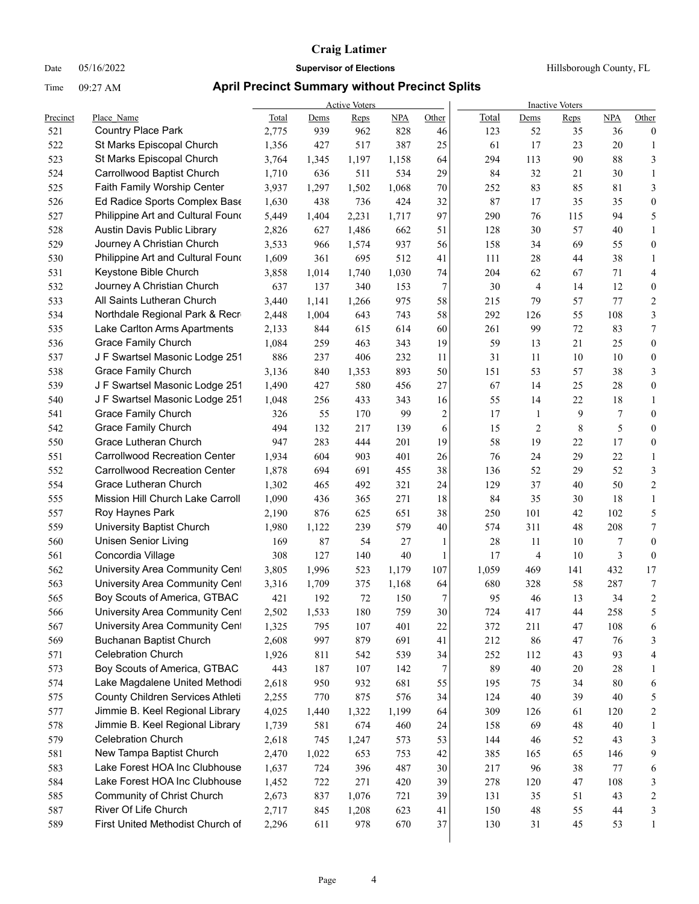# Craig Latimer

Date 05/16/2022 **Supervisor of Elections** Hillsborough County, FL

Time 09:27 AM **April Precinct Summary without Precinct Splits**

| | | Active Voters | | | | | Inactive Voters | | | | |
|---|---|---|---|---|---|---|---|---|---|---|---|
| Precinct | Place_Name | Total | Dems | Reps | NPA | Other | Total | Dems | Reps | NPA | Other |
| 521 | Country Place Park | 2,775 | 939 | 962 | 828 | 46 | 123 | 52 | 35 | 36 | 0 |
| 522 | St Marks Episcopal Church | 1,356 | 427 | 517 | 387 | 25 | 61 | 17 | 23 | 20 | 1 |
| 523 | St Marks Episcopal Church | 3,764 | 1,345 | 1,197 | 1,158 | 64 | 294 | 113 | 90 | 88 | 3 |
| 524 | Carrollwood Baptist Church | 1,710 | 636 | 511 | 534 | 29 | 84 | 32 | 21 | 30 | 1 |
| 525 | Faith Family Worship Center | 3,937 | 1,297 | 1,502 | 1,068 | 70 | 252 | 83 | 85 | 81 | 3 |
| 526 | Ed Radice Sports Complex Base | 1,630 | 438 | 736 | 424 | 32 | 87 | 17 | 35 | 35 | 0 |
| 527 | Philippine Art and Cultural Found | 5,449 | 1,404 | 2,231 | 1,717 | 97 | 290 | 76 | 115 | 94 | 5 |
| 528 | Austin Davis Public Library | 2,826 | 627 | 1,486 | 662 | 51 | 128 | 30 | 57 | 40 | 1 |
| 529 | Journey A Christian Church | 3,533 | 966 | 1,574 | 937 | 56 | 158 | 34 | 69 | 55 | 0 |
| 530 | Philippine Art and Cultural Found | 1,609 | 361 | 695 | 512 | 41 | 111 | 28 | 44 | 38 | 1 |
| 531 | Keystone Bible Church | 3,858 | 1,014 | 1,740 | 1,030 | 74 | 204 | 62 | 67 | 71 | 4 |
| 532 | Journey A Christian Church | 637 | 137 | 340 | 153 | 7 | 30 | 4 | 14 | 12 | 0 |
| 533 | All Saints Lutheran Church | 3,440 | 1,141 | 1,266 | 975 | 58 | 215 | 79 | 57 | 77 | 2 |
| 534 | Northdale Regional Park & Recr | 2,448 | 1,004 | 643 | 743 | 58 | 292 | 126 | 55 | 108 | 3 |
| 535 | Lake Carlton Arms Apartments | 2,133 | 844 | 615 | 614 | 60 | 261 | 99 | 72 | 83 | 7 |
| 536 | Grace Family Church | 1,084 | 259 | 463 | 343 | 19 | 59 | 13 | 21 | 25 | 0 |
| 537 | J F Swartsel Masonic Lodge 251 | 886 | 237 | 406 | 232 | 11 | 31 | 11 | 10 | 10 | 0 |
| 538 | Grace Family Church | 3,136 | 840 | 1,353 | 893 | 50 | 151 | 53 | 57 | 38 | 3 |
| 539 | J F Swartsel Masonic Lodge 251 | 1,490 | 427 | 580 | 456 | 27 | 67 | 14 | 25 | 28 | 0 |
| 540 | J F Swartsel Masonic Lodge 251 | 1,048 | 256 | 433 | 343 | 16 | 55 | 14 | 22 | 18 | 1 |
| 541 | Grace Family Church | 326 | 55 | 170 | 99 | 2 | 17 | 1 | 9 | 7 | 0 |
| 542 | Grace Family Church | 494 | 132 | 217 | 139 | 6 | 15 | 2 | 8 | 5 | 0 |
| 550 | Grace Lutheran Church | 947 | 283 | 444 | 201 | 19 | 58 | 19 | 22 | 17 | 0 |
| 551 | Carrollwood Recreation Center | 1,934 | 604 | 903 | 401 | 26 | 76 | 24 | 29 | 22 | 1 |
| 552 | Carrollwood Recreation Center | 1,878 | 694 | 691 | 455 | 38 | 136 | 52 | 29 | 52 | 3 |
| 554 | Grace Lutheran Church | 1,302 | 465 | 492 | 321 | 24 | 129 | 37 | 40 | 50 | 2 |
| 555 | Mission Hill Church Lake Carroll | 1,090 | 436 | 365 | 271 | 18 | 84 | 35 | 30 | 18 | 1 |
| 557 | Roy Haynes Park | 2,190 | 876 | 625 | 651 | 38 | 250 | 101 | 42 | 102 | 5 |
| 559 | University Baptist Church | 1,980 | 1,122 | 239 | 579 | 40 | 574 | 311 | 48 | 208 | 7 |
| 560 | Unisen Senior Living | 169 | 87 | 54 | 27 | 1 | 28 | 11 | 10 | 7 | 0 |
| 561 | Concordia Village | 308 | 127 | 140 | 40 | 1 | 17 | 4 | 10 | 3 | 0 |
| 562 | University Area Community Cent | 3,805 | 1,996 | 523 | 1,179 | 107 | 1,059 | 469 | 141 | 432 | 17 |
| 563 | University Area Community Cent | 3,316 | 1,709 | 375 | 1,168 | 64 | 680 | 328 | 58 | 287 | 7 |
| 565 | Boy Scouts of America, GTBAC | 421 | 192 | 72 | 150 | 7 | 95 | 46 | 13 | 34 | 2 |
| 566 | University Area Community Cent | 2,502 | 1,533 | 180 | 759 | 30 | 724 | 417 | 44 | 258 | 5 |
| 567 | University Area Community Cent | 1,325 | 795 | 107 | 401 | 22 | 372 | 211 | 47 | 108 | 6 |
| 569 | Buchanan Baptist Church | 2,608 | 997 | 879 | 691 | 41 | 212 | 86 | 47 | 76 | 3 |
| 571 | Celebration Church | 1,926 | 811 | 542 | 539 | 34 | 252 | 112 | 43 | 93 | 4 |
| 573 | Boy Scouts of America, GTBAC | 443 | 187 | 107 | 142 | 7 | 89 | 40 | 20 | 28 | 1 |
| 574 | Lake Magdalene United Methodi | 2,618 | 950 | 932 | 681 | 55 | 195 | 75 | 34 | 80 | 6 |
| 575 | County Children Services Athleti | 2,255 | 770 | 875 | 576 | 34 | 124 | 40 | 39 | 40 | 5 |
| 577 | Jimmie B. Keel Regional Library | 4,025 | 1,440 | 1,322 | 1,199 | 64 | 309 | 126 | 61 | 120 | 2 |
| 578 | Jimmie B. Keel Regional Library | 1,739 | 581 | 674 | 460 | 24 | 158 | 69 | 48 | 40 | 1 |
| 579 | Celebration Church | 2,618 | 745 | 1,247 | 573 | 53 | 144 | 46 | 52 | 43 | 3 |
| 581 | New Tampa Baptist Church | 2,470 | 1,022 | 653 | 753 | 42 | 385 | 165 | 65 | 146 | 9 |
| 583 | Lake Forest HOA Inc Clubhouse | 1,637 | 724 | 396 | 487 | 30 | 217 | 96 | 38 | 77 | 6 |
| 584 | Lake Forest HOA Inc Clubhouse | 1,452 | 722 | 271 | 420 | 39 | 278 | 120 | 47 | 108 | 3 |
| 585 | Community of Christ Church | 2,673 | 837 | 1,076 | 721 | 39 | 131 | 35 | 51 | 43 | 2 |
| 587 | River Of Life Church | 2,717 | 845 | 1,208 | 623 | 41 | 150 | 48 | 55 | 44 | 3 |
| 589 | First United Methodist Church of | 2,296 | 611 | 978 | 670 | 37 | 130 | 31 | 45 | 53 | 1 |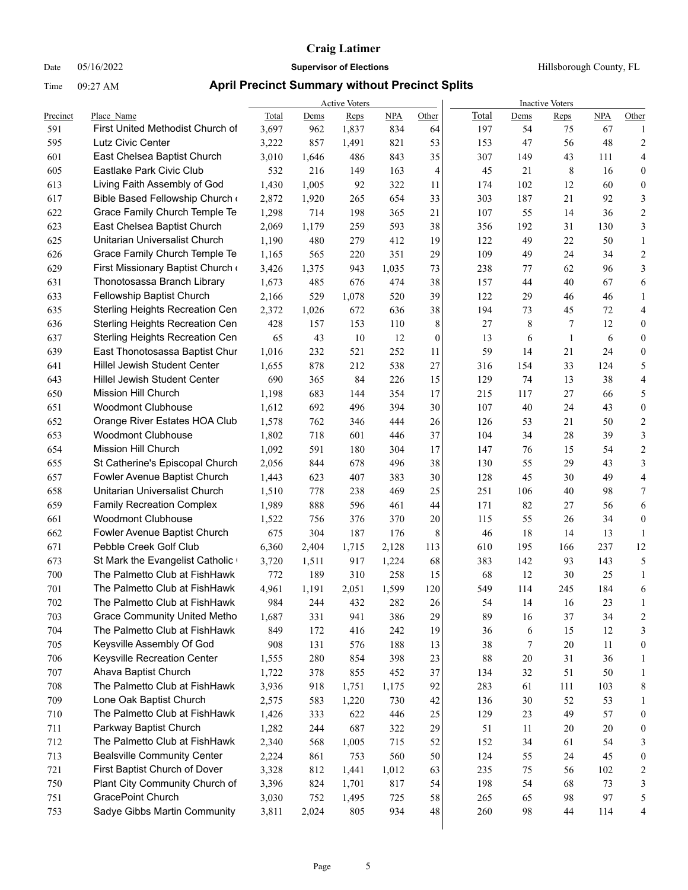# Craig Latimer

Date 05/16/2022 **Supervisor of Elections** Hillsborough County, FL

Time 09:27 AM **April Precinct Summary without Precinct Splits**

| | | Active Voters | | | | | Inactive Voters | | | | |
|---|---|---|---|---|---|---|---|---|---|---|---|
| Precinct | Place_Name | Total | Dems | Reps | NPA | Other | Total | Dems | Reps | NPA | Other |
| 591 | First United Methodist Church of | 3,697 | 962 | 1,837 | 834 | 64 | 197 | 54 | 75 | 67 | 1 |
| 595 | Lutz Civic Center | 3,222 | 857 | 1,491 | 821 | 53 | 153 | 47 | 56 | 48 | 2 |
| 601 | East Chelsea Baptist Church | 3,010 | 1,646 | 486 | 843 | 35 | 307 | 149 | 43 | 111 | 4 |
| 605 | Eastlake Park Civic Club | 532 | 216 | 149 | 163 | 4 | 45 | 21 | 8 | 16 | 0 |
| 613 | Living Faith Assembly of God | 1,430 | 1,005 | 92 | 322 | 11 | 174 | 102 | 12 | 60 | 0 |
| 617 | Bible Based Fellowship Church ( | 2,872 | 1,920 | 265 | 654 | 33 | 303 | 187 | 21 | 92 | 3 |
| 622 | Grace Family Church Temple Te | 1,298 | 714 | 198 | 365 | 21 | 107 | 55 | 14 | 36 | 2 |
| 623 | East Chelsea Baptist Church | 2,069 | 1,179 | 259 | 593 | 38 | 356 | 192 | 31 | 130 | 3 |
| 625 | Unitarian Universalist Church | 1,190 | 480 | 279 | 412 | 19 | 122 | 49 | 22 | 50 | 1 |
| 626 | Grace Family Church Temple Te | 1,165 | 565 | 220 | 351 | 29 | 109 | 49 | 24 | 34 | 2 |
| 629 | First Missionary Baptist Church ( | 3,426 | 1,375 | 943 | 1,035 | 73 | 238 | 77 | 62 | 96 | 3 |
| 631 | Thonotosassa Branch Library | 1,673 | 485 | 676 | 474 | 38 | 157 | 44 | 40 | 67 | 6 |
| 633 | Fellowship Baptist Church | 2,166 | 529 | 1,078 | 520 | 39 | 122 | 29 | 46 | 46 | 1 |
| 635 | Sterling Heights Recreation Cen | 2,372 | 1,026 | 672 | 636 | 38 | 194 | 73 | 45 | 72 | 4 |
| 636 | Sterling Heights Recreation Cen | 428 | 157 | 153 | 110 | 8 | 27 | 8 | 7 | 12 | 0 |
| 637 | Sterling Heights Recreation Cen | 65 | 43 | 10 | 12 | 0 | 13 | 6 | 1 | 6 | 0 |
| 639 | East Thonotosassa Baptist Chur | 1,016 | 232 | 521 | 252 | 11 | 59 | 14 | 21 | 24 | 0 |
| 641 | Hillel Jewish Student Center | 1,655 | 878 | 212 | 538 | 27 | 316 | 154 | 33 | 124 | 5 |
| 643 | Hillel Jewish Student Center | 690 | 365 | 84 | 226 | 15 | 129 | 74 | 13 | 38 | 4 |
| 650 | Mission Hill Church | 1,198 | 683 | 144 | 354 | 17 | 215 | 117 | 27 | 66 | 5 |
| 651 | Woodmont Clubhouse | 1,612 | 692 | 496 | 394 | 30 | 107 | 40 | 24 | 43 | 0 |
| 652 | Orange River Estates HOA Club | 1,578 | 762 | 346 | 444 | 26 | 126 | 53 | 21 | 50 | 2 |
| 653 | Woodmont Clubhouse | 1,802 | 718 | 601 | 446 | 37 | 104 | 34 | 28 | 39 | 3 |
| 654 | Mission Hill Church | 1,092 | 591 | 180 | 304 | 17 | 147 | 76 | 15 | 54 | 2 |
| 655 | St Catherine's Episcopal Church | 2,056 | 844 | 678 | 496 | 38 | 130 | 55 | 29 | 43 | 3 |
| 657 | Fowler Avenue Baptist Church | 1,443 | 623 | 407 | 383 | 30 | 128 | 45 | 30 | 49 | 4 |
| 658 | Unitarian Universalist Church | 1,510 | 778 | 238 | 469 | 25 | 251 | 106 | 40 | 98 | 7 |
| 659 | Family Recreation Complex | 1,989 | 888 | 596 | 461 | 44 | 171 | 82 | 27 | 56 | 6 |
| 661 | Woodmont Clubhouse | 1,522 | 756 | 376 | 370 | 20 | 115 | 55 | 26 | 34 | 0 |
| 662 | Fowler Avenue Baptist Church | 675 | 304 | 187 | 176 | 8 | 46 | 18 | 14 | 13 | 1 |
| 671 | Pebble Creek Golf Club | 6,360 | 2,404 | 1,715 | 2,128 | 113 | 610 | 195 | 166 | 237 | 12 |
| 673 | St Mark the Evangelist Catholic ( | 3,720 | 1,511 | 917 | 1,224 | 68 | 383 | 142 | 93 | 143 | 5 |
| 700 | The Palmetto Club at FishHawk | 772 | 189 | 310 | 258 | 15 | 68 | 12 | 30 | 25 | 1 |
| 701 | The Palmetto Club at FishHawk | 4,961 | 1,191 | 2,051 | 1,599 | 120 | 549 | 114 | 245 | 184 | 6 |
| 702 | The Palmetto Club at FishHawk | 984 | 244 | 432 | 282 | 26 | 54 | 14 | 16 | 23 | 1 |
| 703 | Grace Community United Metho | 1,687 | 331 | 941 | 386 | 29 | 89 | 16 | 37 | 34 | 2 |
| 704 | The Palmetto Club at FishHawk | 849 | 172 | 416 | 242 | 19 | 36 | 6 | 15 | 12 | 3 |
| 705 | Keysville Assembly Of God | 908 | 131 | 576 | 188 | 13 | 38 | 7 | 20 | 11 | 0 |
| 706 | Keysville Recreation Center | 1,555 | 280 | 854 | 398 | 23 | 88 | 20 | 31 | 36 | 1 |
| 707 | Ahava Baptist Church | 1,722 | 378 | 855 | 452 | 37 | 134 | 32 | 51 | 50 | 1 |
| 708 | The Palmetto Club at FishHawk | 3,936 | 918 | 1,751 | 1,175 | 92 | 283 | 61 | 111 | 103 | 8 |
| 709 | Lone Oak Baptist Church | 2,575 | 583 | 1,220 | 730 | 42 | 136 | 30 | 52 | 53 | 1 |
| 710 | The Palmetto Club at FishHawk | 1,426 | 333 | 622 | 446 | 25 | 129 | 23 | 49 | 57 | 0 |
| 711 | Parkway Baptist Church | 1,282 | 244 | 687 | 322 | 29 | 51 | 11 | 20 | 20 | 0 |
| 712 | The Palmetto Club at FishHawk | 2,340 | 568 | 1,005 | 715 | 52 | 152 | 34 | 61 | 54 | 3 |
| 713 | Bealsville Community Center | 2,224 | 861 | 753 | 560 | 50 | 124 | 55 | 24 | 45 | 0 |
| 721 | First Baptist Church of Dover | 3,328 | 812 | 1,441 | 1,012 | 63 | 235 | 75 | 56 | 102 | 2 |
| 750 | Plant City Community Church of | 3,396 | 824 | 1,701 | 817 | 54 | 198 | 54 | 68 | 73 | 3 |
| 751 | GracePoint Church | 3,030 | 752 | 1,495 | 725 | 58 | 265 | 65 | 98 | 97 | 5 |
| 753 | Sadye Gibbs Martin Community | 3,811 | 2,024 | 805 | 934 | 48 | 260 | 98 | 44 | 114 | 4 |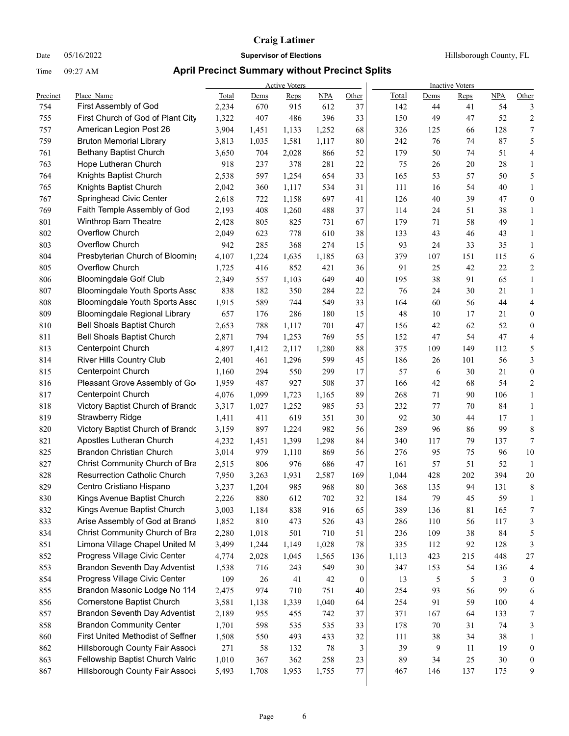# Craig Latimer

Date 05/16/2022 **Supervisor of Elections** Hillsborough County, FL

Time 09:27 AM **April Precinct Summary without Precinct Splits**

| | | Active Voters | | | | | Inactive Voters | | | | |
|---|---|---|---|---|---|---|---|---|---|---|---|
| Precinct | Place_Name | Total | Dems | Reps | NPA | Other | Total | Dems | Reps | NPA | Other |
| 754 | First Assembly of God | 2,234 | 670 | 915 | 612 | 37 | 142 | 44 | 41 | 54 | 3 |
| 755 | First Church of God of Plant City | 1,322 | 407 | 486 | 396 | 33 | 150 | 49 | 47 | 52 | 2 |
| 757 | American Legion Post 26 | 3,904 | 1,451 | 1,133 | 1,252 | 68 | 326 | 125 | 66 | 128 | 7 |
| 759 | Bruton Memorial Library | 3,813 | 1,035 | 1,581 | 1,117 | 80 | 242 | 76 | 74 | 87 | 5 |
| 761 | Bethany Baptist Church | 3,650 | 704 | 2,028 | 866 | 52 | 179 | 50 | 74 | 51 | 4 |
| 763 | Hope Lutheran Church | 918 | 237 | 378 | 281 | 22 | 75 | 26 | 20 | 28 | 1 |
| 764 | Knights Baptist Church | 2,538 | 597 | 1,254 | 654 | 33 | 165 | 53 | 57 | 50 | 5 |
| 765 | Knights Baptist Church | 2,042 | 360 | 1,117 | 534 | 31 | 111 | 16 | 54 | 40 | 1 |
| 767 | Springhead Civic Center | 2,618 | 722 | 1,158 | 697 | 41 | 126 | 40 | 39 | 47 | 0 |
| 769 | Faith Temple Assembly of God | 2,193 | 408 | 1,260 | 488 | 37 | 114 | 24 | 51 | 38 | 1 |
| 801 | Winthrop Barn Theatre | 2,428 | 805 | 825 | 731 | 67 | 179 | 71 | 58 | 49 | 1 |
| 802 | Overflow Church | 2,049 | 623 | 778 | 610 | 38 | 133 | 43 | 46 | 43 | 1 |
| 803 | Overflow Church | 942 | 285 | 368 | 274 | 15 | 93 | 24 | 33 | 35 | 1 |
| 804 | Presbyterian Church of Blooming | 4,107 | 1,224 | 1,635 | 1,185 | 63 | 379 | 107 | 151 | 115 | 6 |
| 805 | Overflow Church | 1,725 | 416 | 852 | 421 | 36 | 91 | 25 | 42 | 22 | 2 |
| 806 | Bloomingdale Golf Club | 2,349 | 557 | 1,103 | 649 | 40 | 195 | 38 | 91 | 65 | 1 |
| 807 | Bloomingdale Youth Sports Assc | 838 | 182 | 350 | 284 | 22 | 76 | 24 | 30 | 21 | 1 |
| 808 | Bloomingdale Youth Sports Assc | 1,915 | 589 | 744 | 549 | 33 | 164 | 60 | 56 | 44 | 4 |
| 809 | Bloomingdale Regional Library | 657 | 176 | 286 | 180 | 15 | 48 | 10 | 17 | 21 | 0 |
| 810 | Bell Shoals Baptist Church | 2,653 | 788 | 1,117 | 701 | 47 | 156 | 42 | 62 | 52 | 0 |
| 811 | Bell Shoals Baptist Church | 2,871 | 794 | 1,253 | 769 | 55 | 152 | 47 | 54 | 47 | 4 |
| 813 | Centerpoint Church | 4,897 | 1,412 | 2,117 | 1,280 | 88 | 375 | 109 | 149 | 112 | 5 |
| 814 | River Hills Country Club | 2,401 | 461 | 1,296 | 599 | 45 | 186 | 26 | 101 | 56 | 3 |
| 815 | Centerpoint Church | 1,160 | 294 | 550 | 299 | 17 | 57 | 6 | 30 | 21 | 0 |
| 816 | Pleasant Grove Assembly of Go | 1,959 | 487 | 927 | 508 | 37 | 166 | 42 | 68 | 54 | 2 |
| 817 | Centerpoint Church | 4,076 | 1,099 | 1,723 | 1,165 | 89 | 268 | 71 | 90 | 106 | 1 |
| 818 | Victory Baptist Church of Brando | 3,317 | 1,027 | 1,252 | 985 | 53 | 232 | 77 | 70 | 84 | 1 |
| 819 | Strawberry Ridge | 1,411 | 411 | 619 | 351 | 30 | 92 | 30 | 44 | 17 | 1 |
| 820 | Victory Baptist Church of Brando | 3,159 | 897 | 1,224 | 982 | 56 | 289 | 96 | 86 | 99 | 8 |
| 821 | Apostles Lutheran Church | 4,232 | 1,451 | 1,399 | 1,298 | 84 | 340 | 117 | 79 | 137 | 7 |
| 825 | Brandon Christian Church | 3,014 | 979 | 1,110 | 869 | 56 | 276 | 95 | 75 | 96 | 10 |
| 827 | Christ Community Church of Bra | 2,515 | 806 | 976 | 686 | 47 | 161 | 57 | 51 | 52 | 1 |
| 828 | Resurrection Catholic Church | 7,950 | 3,263 | 1,931 | 2,587 | 169 | 1,044 | 428 | 202 | 394 | 20 |
| 829 | Centro Cristiano Hispano | 3,237 | 1,204 | 985 | 968 | 80 | 368 | 135 | 94 | 131 | 8 |
| 830 | Kings Avenue Baptist Church | 2,226 | 880 | 612 | 702 | 32 | 184 | 79 | 45 | 59 | 1 |
| 832 | Kings Avenue Baptist Church | 3,003 | 1,184 | 838 | 916 | 65 | 389 | 136 | 81 | 165 | 7 |
| 833 | Arise Assembly of God at Brand | 1,852 | 810 | 473 | 526 | 43 | 286 | 110 | 56 | 117 | 3 |
| 834 | Christ Community Church of Bra | 2,280 | 1,018 | 501 | 710 | 51 | 236 | 109 | 38 | 84 | 5 |
| 851 | Limona Village Chapel United M | 3,499 | 1,244 | 1,149 | 1,028 | 78 | 335 | 112 | 92 | 128 | 3 |
| 852 | Progress Village Civic Center | 4,774 | 2,028 | 1,045 | 1,565 | 136 | 1,113 | 423 | 215 | 448 | 27 |
| 853 | Brandon Seventh Day Adventist | 1,538 | 716 | 243 | 549 | 30 | 347 | 153 | 54 | 136 | 4 |
| 854 | Progress Village Civic Center | 109 | 26 | 41 | 42 | 0 | 13 | 5 | 5 | 3 | 0 |
| 855 | Brandon Masonic Lodge No 114 | 2,475 | 974 | 710 | 751 | 40 | 254 | 93 | 56 | 99 | 6 |
| 856 | Cornerstone Baptist Church | 3,581 | 1,138 | 1,339 | 1,040 | 64 | 254 | 91 | 59 | 100 | 4 |
| 857 | Brandon Seventh Day Adventist | 2,189 | 955 | 455 | 742 | 37 | 371 | 167 | 64 | 133 | 7 |
| 858 | Brandon Community Center | 1,701 | 598 | 535 | 535 | 33 | 178 | 70 | 31 | 74 | 3 |
| 860 | First United Methodist of Seffner | 1,508 | 550 | 493 | 433 | 32 | 111 | 38 | 34 | 38 | 1 |
| 862 | Hillsborough County Fair Associ | 271 | 58 | 132 | 78 | 3 | 39 | 9 | 11 | 19 | 0 |
| 863 | Fellowship Baptist Church Valric | 1,010 | 367 | 362 | 258 | 23 | 89 | 34 | 25 | 30 | 0 |
| 867 | Hillsborough County Fair Associ | 5,493 | 1,708 | 1,953 | 1,755 | 77 | 467 | 146 | 137 | 175 | 9 |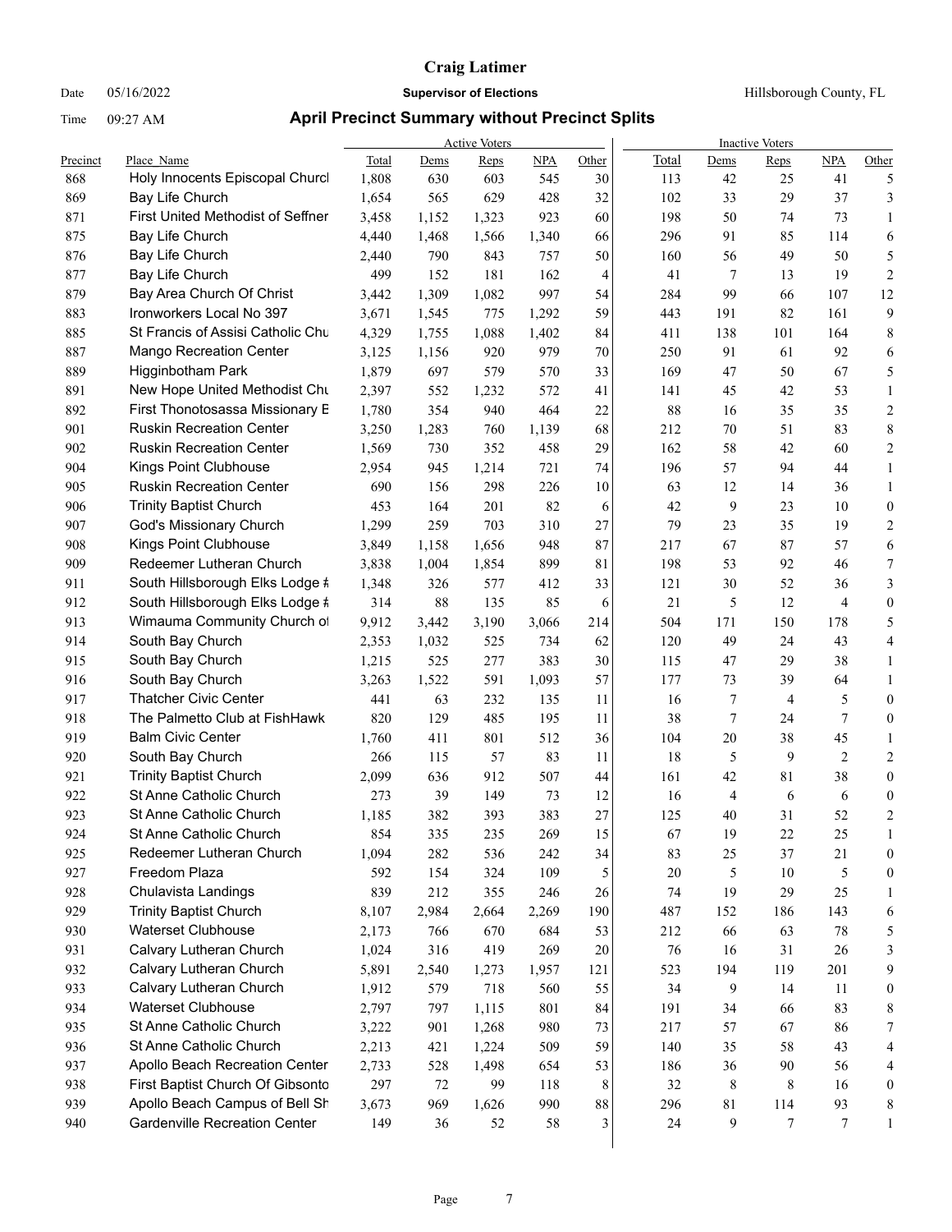# Craig Latimer

Date 05/16/2022 **Supervisor of Elections** Hillsborough County, FL

Time 09:27 AM **April Precinct Summary without Precinct Splits**

| | | Active Voters | | | | | Inactive Voters | | | | |
|---|---|---|---|---|---|---|---|---|---|---|---|
| Precinct | Place_Name | Total | Dems | Reps | NPA | Other | Total | Dems | Reps | NPA | Other |
| 868 | Holy Innocents Episcopal Churcl | 1,808 | 630 | 603 | 545 | 30 | 113 | 42 | 25 | 41 | 5 |
| 869 | Bay Life Church | 1,654 | 565 | 629 | 428 | 32 | 102 | 33 | 29 | 37 | 3 |
| 871 | First United Methodist of Seffner | 3,458 | 1,152 | 1,323 | 923 | 60 | 198 | 50 | 74 | 73 | 1 |
| 875 | Bay Life Church | 4,440 | 1,468 | 1,566 | 1,340 | 66 | 296 | 91 | 85 | 114 | 6 |
| 876 | Bay Life Church | 2,440 | 790 | 843 | 757 | 50 | 160 | 56 | 49 | 50 | 5 |
| 877 | Bay Life Church | 499 | 152 | 181 | 162 | 4 | 41 | 7 | 13 | 19 | 2 |
| 879 | Bay Area Church Of Christ | 3,442 | 1,309 | 1,082 | 997 | 54 | 284 | 99 | 66 | 107 | 12 |
| 883 | Ironworkers Local No 397 | 3,671 | 1,545 | 775 | 1,292 | 59 | 443 | 191 | 82 | 161 | 9 |
| 885 | St Francis of Assisi Catholic Chu | 4,329 | 1,755 | 1,088 | 1,402 | 84 | 411 | 138 | 101 | 164 | 8 |
| 887 | Mango Recreation Center | 3,125 | 1,156 | 920 | 979 | 70 | 250 | 91 | 61 | 92 | 6 |
| 889 | Higginbotham Park | 1,879 | 697 | 579 | 570 | 33 | 169 | 47 | 50 | 67 | 5 |
| 891 | New Hope United Methodist Chu | 2,397 | 552 | 1,232 | 572 | 41 | 141 | 45 | 42 | 53 | 1 |
| 892 | First Thonotosassa Missionary E | 1,780 | 354 | 940 | 464 | 22 | 88 | 16 | 35 | 35 | 2 |
| 901 | Ruskin Recreation Center | 3,250 | 1,283 | 760 | 1,139 | 68 | 212 | 70 | 51 | 83 | 8 |
| 902 | Ruskin Recreation Center | 1,569 | 730 | 352 | 458 | 29 | 162 | 58 | 42 | 60 | 2 |
| 904 | Kings Point Clubhouse | 2,954 | 945 | 1,214 | 721 | 74 | 196 | 57 | 94 | 44 | 1 |
| 905 | Ruskin Recreation Center | 690 | 156 | 298 | 226 | 10 | 63 | 12 | 14 | 36 | 1 |
| 906 | Trinity Baptist Church | 453 | 164 | 201 | 82 | 6 | 42 | 9 | 23 | 10 | 0 |
| 907 | God's Missionary Church | 1,299 | 259 | 703 | 310 | 27 | 79 | 23 | 35 | 19 | 2 |
| 908 | Kings Point Clubhouse | 3,849 | 1,158 | 1,656 | 948 | 87 | 217 | 67 | 87 | 57 | 6 |
| 909 | Redeemer Lutheran Church | 3,838 | 1,004 | 1,854 | 899 | 81 | 198 | 53 | 92 | 46 | 7 |
| 911 | South Hillsborough Elks Lodge # | 1,348 | 326 | 577 | 412 | 33 | 121 | 30 | 52 | 36 | 3 |
| 912 | South Hillsborough Elks Lodge # | 314 | 88 | 135 | 85 | 6 | 21 | 5 | 12 | 4 | 0 |
| 913 | Wimauma Community Church of | 9,912 | 3,442 | 3,190 | 3,066 | 214 | 504 | 171 | 150 | 178 | 5 |
| 914 | South Bay Church | 2,353 | 1,032 | 525 | 734 | 62 | 120 | 49 | 24 | 43 | 4 |
| 915 | South Bay Church | 1,215 | 525 | 277 | 383 | 30 | 115 | 47 | 29 | 38 | 1 |
| 916 | South Bay Church | 3,263 | 1,522 | 591 | 1,093 | 57 | 177 | 73 | 39 | 64 | 1 |
| 917 | Thatcher Civic Center | 441 | 63 | 232 | 135 | 11 | 16 | 7 | 4 | 5 | 0 |
| 918 | The Palmetto Club at FishHawk | 820 | 129 | 485 | 195 | 11 | 38 | 7 | 24 | 7 | 0 |
| 919 | Balm Civic Center | 1,760 | 411 | 801 | 512 | 36 | 104 | 20 | 38 | 45 | 1 |
| 920 | South Bay Church | 266 | 115 | 57 | 83 | 11 | 18 | 5 | 9 | 2 | 2 |
| 921 | Trinity Baptist Church | 2,099 | 636 | 912 | 507 | 44 | 161 | 42 | 81 | 38 | 0 |
| 922 | St Anne Catholic Church | 273 | 39 | 149 | 73 | 12 | 16 | 4 | 6 | 6 | 0 |
| 923 | St Anne Catholic Church | 1,185 | 382 | 393 | 383 | 27 | 125 | 40 | 31 | 52 | 2 |
| 924 | St Anne Catholic Church | 854 | 335 | 235 | 269 | 15 | 67 | 19 | 22 | 25 | 1 |
| 925 | Redeemer Lutheran Church | 1,094 | 282 | 536 | 242 | 34 | 83 | 25 | 37 | 21 | 0 |
| 927 | Freedom Plaza | 592 | 154 | 324 | 109 | 5 | 20 | 5 | 10 | 5 | 0 |
| 928 | Chulavista Landings | 839 | 212 | 355 | 246 | 26 | 74 | 19 | 29 | 25 | 1 |
| 929 | Trinity Baptist Church | 8,107 | 2,984 | 2,664 | 2,269 | 190 | 487 | 152 | 186 | 143 | 6 |
| 930 | Waterset Clubhouse | 2,173 | 766 | 670 | 684 | 53 | 212 | 66 | 63 | 78 | 5 |
| 931 | Calvary Lutheran Church | 1,024 | 316 | 419 | 269 | 20 | 76 | 16 | 31 | 26 | 3 |
| 932 | Calvary Lutheran Church | 5,891 | 2,540 | 1,273 | 1,957 | 121 | 523 | 194 | 119 | 201 | 9 |
| 933 | Calvary Lutheran Church | 1,912 | 579 | 718 | 560 | 55 | 34 | 9 | 14 | 11 | 0 |
| 934 | Waterset Clubhouse | 2,797 | 797 | 1,115 | 801 | 84 | 191 | 34 | 66 | 83 | 8 |
| 935 | St Anne Catholic Church | 3,222 | 901 | 1,268 | 980 | 73 | 217 | 57 | 67 | 86 | 7 |
| 936 | St Anne Catholic Church | 2,213 | 421 | 1,224 | 509 | 59 | 140 | 35 | 58 | 43 | 4 |
| 937 | Apollo Beach Recreation Center | 2,733 | 528 | 1,498 | 654 | 53 | 186 | 36 | 90 | 56 | 4 |
| 938 | First Baptist Church Of Gibsonto | 297 | 72 | 99 | 118 | 8 | 32 | 8 | 8 | 16 | 0 |
| 939 | Apollo Beach Campus of Bell Sh | 3,673 | 969 | 1,626 | 990 | 88 | 296 | 81 | 114 | 93 | 8 |
| 940 | Gardenville Recreation Center | 149 | 36 | 52 | 58 | 3 | 24 | 9 | 7 | 7 | 1 |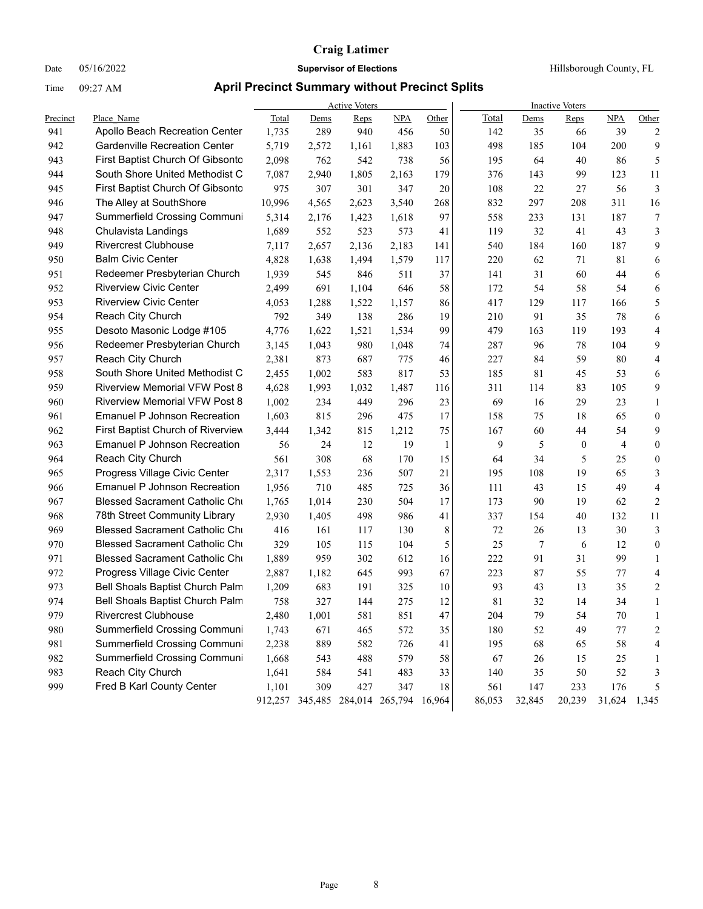# Craig Latimer

Date 05/16/2022 **Supervisor of Elections** Hillsborough County, FL

Time 09:27 AM **April Precinct Summary without Precinct Splits**

| | | Active Voters | | | | | Inactive Voters | | | | |
|---|---|---|---|---|---|---|---|---|---|---|---|
| Precinct | Place_Name | Total | Dems | Reps | NPA | Other | Total | Dems | Reps | NPA | Other |
| 941 | Apollo Beach Recreation Center | 1,735 | 289 | 940 | 456 | 50 | 142 | 35 | 66 | 39 | 2 |
| 942 | Gardenville Recreation Center | 5,719 | 2,572 | 1,161 | 1,883 | 103 | 498 | 185 | 104 | 200 | 9 |
| 943 | First Baptist Church Of Gibsonto | 2,098 | 762 | 542 | 738 | 56 | 195 | 64 | 40 | 86 | 5 |
| 944 | South Shore United Methodist C | 7,087 | 2,940 | 1,805 | 2,163 | 179 | 376 | 143 | 99 | 123 | 11 |
| 945 | First Baptist Church Of Gibsonto | 975 | 307 | 301 | 347 | 20 | 108 | 22 | 27 | 56 | 3 |
| 946 | The Alley at SouthShore | 10,996 | 4,565 | 2,623 | 3,540 | 268 | 832 | 297 | 208 | 311 | 16 |
| 947 | Summerfield Crossing Communi | 5,314 | 2,176 | 1,423 | 1,618 | 97 | 558 | 233 | 131 | 187 | 7 |
| 948 | Chulavista Landings | 1,689 | 552 | 523 | 573 | 41 | 119 | 32 | 41 | 43 | 3 |
| 949 | Rivercrest Clubhouse | 7,117 | 2,657 | 2,136 | 2,183 | 141 | 540 | 184 | 160 | 187 | 9 |
| 950 | Balm Civic Center | 4,828 | 1,638 | 1,494 | 1,579 | 117 | 220 | 62 | 71 | 81 | 6 |
| 951 | Redeemer Presbyterian Church | 1,939 | 545 | 846 | 511 | 37 | 141 | 31 | 60 | 44 | 6 |
| 952 | Riverview Civic Center | 2,499 | 691 | 1,104 | 646 | 58 | 172 | 54 | 58 | 54 | 6 |
| 953 | Riverview Civic Center | 4,053 | 1,288 | 1,522 | 1,157 | 86 | 417 | 129 | 117 | 166 | 5 |
| 954 | Reach City Church | 792 | 349 | 138 | 286 | 19 | 210 | 91 | 35 | 78 | 6 |
| 955 | Desoto Masonic Lodge #105 | 4,776 | 1,622 | 1,521 | 1,534 | 99 | 479 | 163 | 119 | 193 | 4 |
| 956 | Redeemer Presbyterian Church | 3,145 | 1,043 | 980 | 1,048 | 74 | 287 | 96 | 78 | 104 | 9 |
| 957 | Reach City Church | 2,381 | 873 | 687 | 775 | 46 | 227 | 84 | 59 | 80 | 4 |
| 958 | South Shore United Methodist C | 2,455 | 1,002 | 583 | 817 | 53 | 185 | 81 | 45 | 53 | 6 |
| 959 | Riverview Memorial VFW Post 8 | 4,628 | 1,993 | 1,032 | 1,487 | 116 | 311 | 114 | 83 | 105 | 9 |
| 960 | Riverview Memorial VFW Post 8 | 1,002 | 234 | 449 | 296 | 23 | 69 | 16 | 29 | 23 | 1 |
| 961 | Emanuel P Johnson Recreation | 1,603 | 815 | 296 | 475 | 17 | 158 | 75 | 18 | 65 | 0 |
| 962 | First Baptist Church of Riverview | 3,444 | 1,342 | 815 | 1,212 | 75 | 167 | 60 | 44 | 54 | 9 |
| 963 | Emanuel P Johnson Recreation | 56 | 24 | 12 | 19 | 1 | 9 | 5 | 0 | 4 | 0 |
| 964 | Reach City Church | 561 | 308 | 68 | 170 | 15 | 64 | 34 | 5 | 25 | 0 |
| 965 | Progress Village Civic Center | 2,317 | 1,553 | 236 | 507 | 21 | 195 | 108 | 19 | 65 | 3 |
| 966 | Emanuel P Johnson Recreation | 1,956 | 710 | 485 | 725 | 36 | 111 | 43 | 15 | 49 | 4 |
| 967 | Blessed Sacrament Catholic Chu | 1,765 | 1,014 | 230 | 504 | 17 | 173 | 90 | 19 | 62 | 2 |
| 968 | 78th Street Community Library | 2,930 | 1,405 | 498 | 986 | 41 | 337 | 154 | 40 | 132 | 11 |
| 969 | Blessed Sacrament Catholic Chu | 416 | 161 | 117 | 130 | 8 | 72 | 26 | 13 | 30 | 3 |
| 970 | Blessed Sacrament Catholic Chu | 329 | 105 | 115 | 104 | 5 | 25 | 7 | 6 | 12 | 0 |
| 971 | Blessed Sacrament Catholic Chu | 1,889 | 959 | 302 | 612 | 16 | 222 | 91 | 31 | 99 | 1 |
| 972 | Progress Village Civic Center | 2,887 | 1,182 | 645 | 993 | 67 | 223 | 87 | 55 | 77 | 4 |
| 973 | Bell Shoals Baptist Church Palm | 1,209 | 683 | 191 | 325 | 10 | 93 | 43 | 13 | 35 | 2 |
| 974 | Bell Shoals Baptist Church Palm | 758 | 327 | 144 | 275 | 12 | 81 | 32 | 14 | 34 | 1 |
| 979 | Rivercrest Clubhouse | 2,480 | 1,001 | 581 | 851 | 47 | 204 | 79 | 54 | 70 | 1 |
| 980 | Summerfield Crossing Communi | 1,743 | 671 | 465 | 572 | 35 | 180 | 52 | 49 | 77 | 2 |
| 981 | Summerfield Crossing Communi | 2,238 | 889 | 582 | 726 | 41 | 195 | 68 | 65 | 58 | 4 |
| 982 | Summerfield Crossing Communi | 1,668 | 543 | 488 | 579 | 58 | 67 | 26 | 15 | 25 | 1 |
| 983 | Reach City Church | 1,641 | 584 | 541 | 483 | 33 | 140 | 35 | 50 | 52 | 3 |
| 999 | Fred B Karl County Center | 1,101 | 309 | 427 | 347 | 18 | 561 | 147 | 233 | 176 | 5 |
| | | 912,257 | 345,485 | 284,014 | 265,794 | 16,964 | 86,053 | 32,845 | 20,239 | 31,624 | 1,345 |